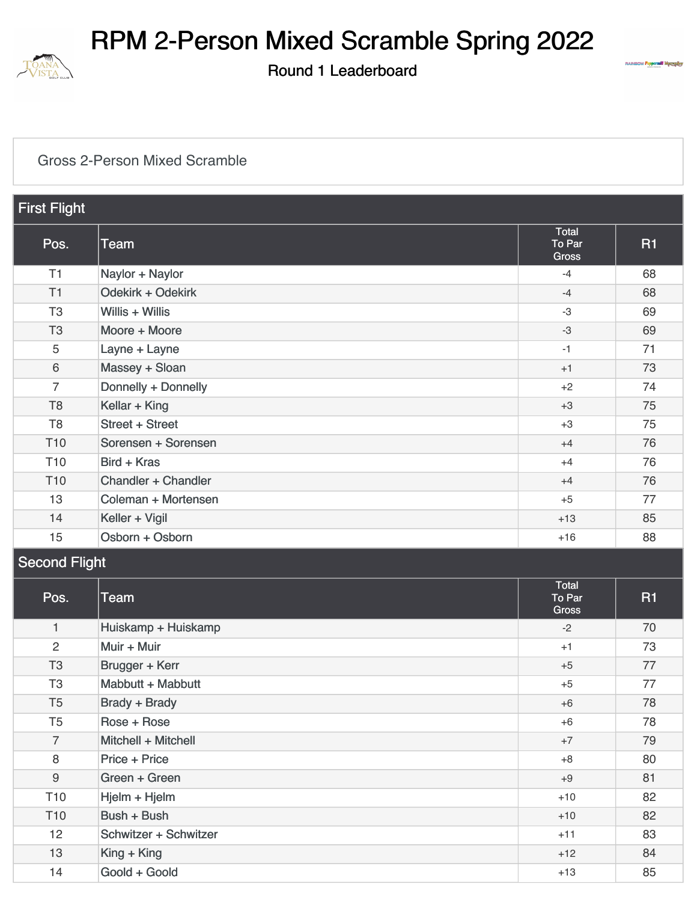# RPM 2-Person Mixed Scramble Spring 2022

## Round 1 Leaderboard

Gross 2-Person Mixed Scramble

### First Flight

| Pos. | Team | Total To Par Gross | R1 |
|---|---|---|---|
| T1 | Naylor + Naylor | -4 | 68 |
| T1 | Odekirk + Odekirk | -4 | 68 |
| T3 | Willis + Willis | -3 | 69 |
| T3 | Moore + Moore | -3 | 69 |
| 5 | Layne + Layne | -1 | 71 |
| 6 | Massey + Sloan | +1 | 73 |
| 7 | Donnelly + Donnelly | +2 | 74 |
| T8 | Kellar + King | +3 | 75 |
| T8 | Street + Street | +3 | 75 |
| T10 | Sorensen + Sorensen | +4 | 76 |
| T10 | Bird + Kras | +4 | 76 |
| T10 | Chandler + Chandler | +4 | 76 |
| 13 | Coleman + Mortensen | +5 | 77 |
| 14 | Keller + Vigil | +13 | 85 |
| 15 | Osborn + Osborn | +16 | 88 |

### Second Flight

| Pos. | Team | Total To Par Gross | R1 |
|---|---|---|---|
| 1 | Huiskamp + Huiskamp | -2 | 70 |
| 2 | Muir + Muir | +1 | 73 |
| T3 | Brugger + Kerr | +5 | 77 |
| T3 | Mabbutt + Mabbutt | +5 | 77 |
| T5 | Brady + Brady | +6 | 78 |
| T5 | Rose + Rose | +6 | 78 |
| 7 | Mitchell + Mitchell | +7 | 79 |
| 8 | Price + Price | +8 | 80 |
| 9 | Green + Green | +9 | 81 |
| T10 | Hjelm + Hjelm | +10 | 82 |
| T10 | Bush + Bush | +10 | 82 |
| 12 | Schwitzer + Schwitzer | +11 | 83 |
| 13 | King + King | +12 | 84 |
| 14 | Goold + Goold | +13 | 85 |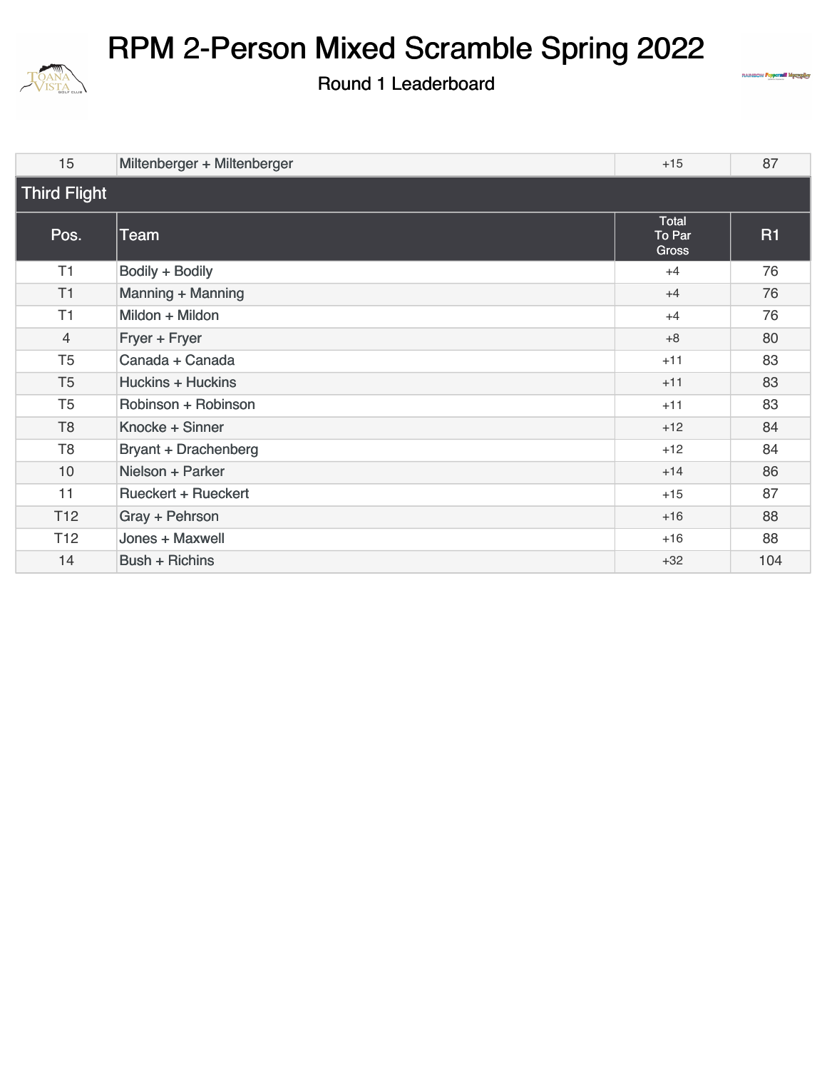# RPM 2-Person Mixed Scramble Spring 2022

Round 1 Leaderboard

| 15 | Miltenberger + Miltenberger | +15 | 87 |
|---|---|---|---|

## Third Flight

| Pos. | Team | Total To Par Gross | R1 |
|---|---|---|---|
| T1 | Bodily + Bodily | +4 | 76 |
| T1 | Manning + Manning | +4 | 76 |
| T1 | Mildon + Mildon | +4 | 76 |
| 4 | Fryer + Fryer | +8 | 80 |
| T5 | Canada + Canada | +11 | 83 |
| T5 | Huckins + Huckins | +11 | 83 |
| T5 | Robinson + Robinson | +11 | 83 |
| T8 | Knocke + Sinner | +12 | 84 |
| T8 | Bryant + Drachenberg | +12 | 84 |
| 10 | Nielson + Parker | +14 | 86 |
| 11 | Rueckert + Rueckert | +15 | 87 |
| T12 | Gray + Pehrson | +16 | 88 |
| T12 | Jones + Maxwell | +16 | 88 |
| 14 | Bush + Richins | +32 | 104 |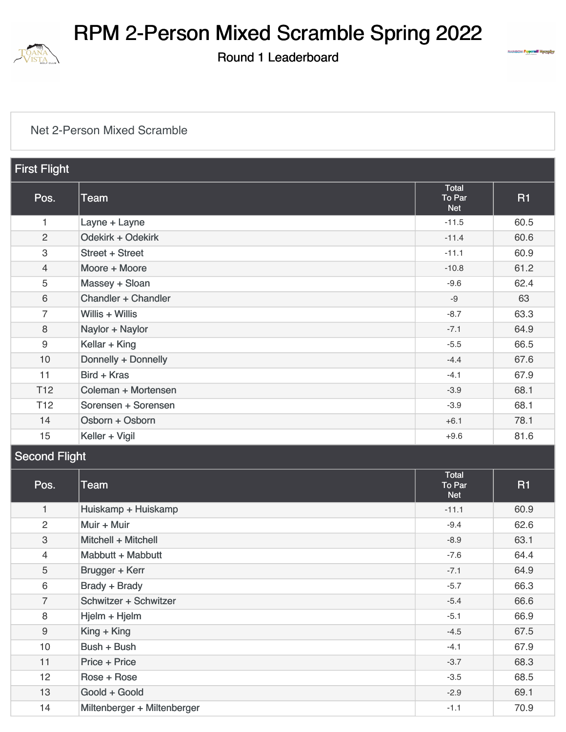# RPM 2-Person Mixed Scramble Spring 2022

Round 1 Leaderboard

Net 2-Person Mixed Scramble

## First Flight

| Pos. | Team | Total To Par Net | R1 |
|---|---|---|---|
| 1 | Layne + Layne | -11.5 | 60.5 |
| 2 | Odekirk + Odekirk | -11.4 | 60.6 |
| 3 | Street + Street | -11.1 | 60.9 |
| 4 | Moore + Moore | -10.8 | 61.2 |
| 5 | Massey + Sloan | -9.6 | 62.4 |
| 6 | Chandler + Chandler | -9 | 63 |
| 7 | Willis + Willis | -8.7 | 63.3 |
| 8 | Naylor + Naylor | -7.1 | 64.9 |
| 9 | Kellar + King | -5.5 | 66.5 |
| 10 | Donnelly + Donnelly | -4.4 | 67.6 |
| 11 | Bird + Kras | -4.1 | 67.9 |
| T12 | Coleman + Mortensen | -3.9 | 68.1 |
| T12 | Sorensen + Sorensen | -3.9 | 68.1 |
| 14 | Osborn + Osborn | +6.1 | 78.1 |
| 15 | Keller + Vigil | +9.6 | 81.6 |

## Second Flight

| Pos. | Team | Total To Par Net | R1 |
|---|---|---|---|
| 1 | Huiskamp + Huiskamp | -11.1 | 60.9 |
| 2 | Muir + Muir | -9.4 | 62.6 |
| 3 | Mitchell + Mitchell | -8.9 | 63.1 |
| 4 | Mabbutt + Mabbutt | -7.6 | 64.4 |
| 5 | Brugger + Kerr | -7.1 | 64.9 |
| 6 | Brady + Brady | -5.7 | 66.3 |
| 7 | Schwitzer + Schwitzer | -5.4 | 66.6 |
| 8 | Hjelm + Hjelm | -5.1 | 66.9 |
| 9 | King + King | -4.5 | 67.5 |
| 10 | Bush + Bush | -4.1 | 67.9 |
| 11 | Price + Price | -3.7 | 68.3 |
| 12 | Rose + Rose | -3.5 | 68.5 |
| 13 | Goold + Goold | -2.9 | 69.1 |
| 14 | Miltenberger + Miltenberger | -1.1 | 70.9 |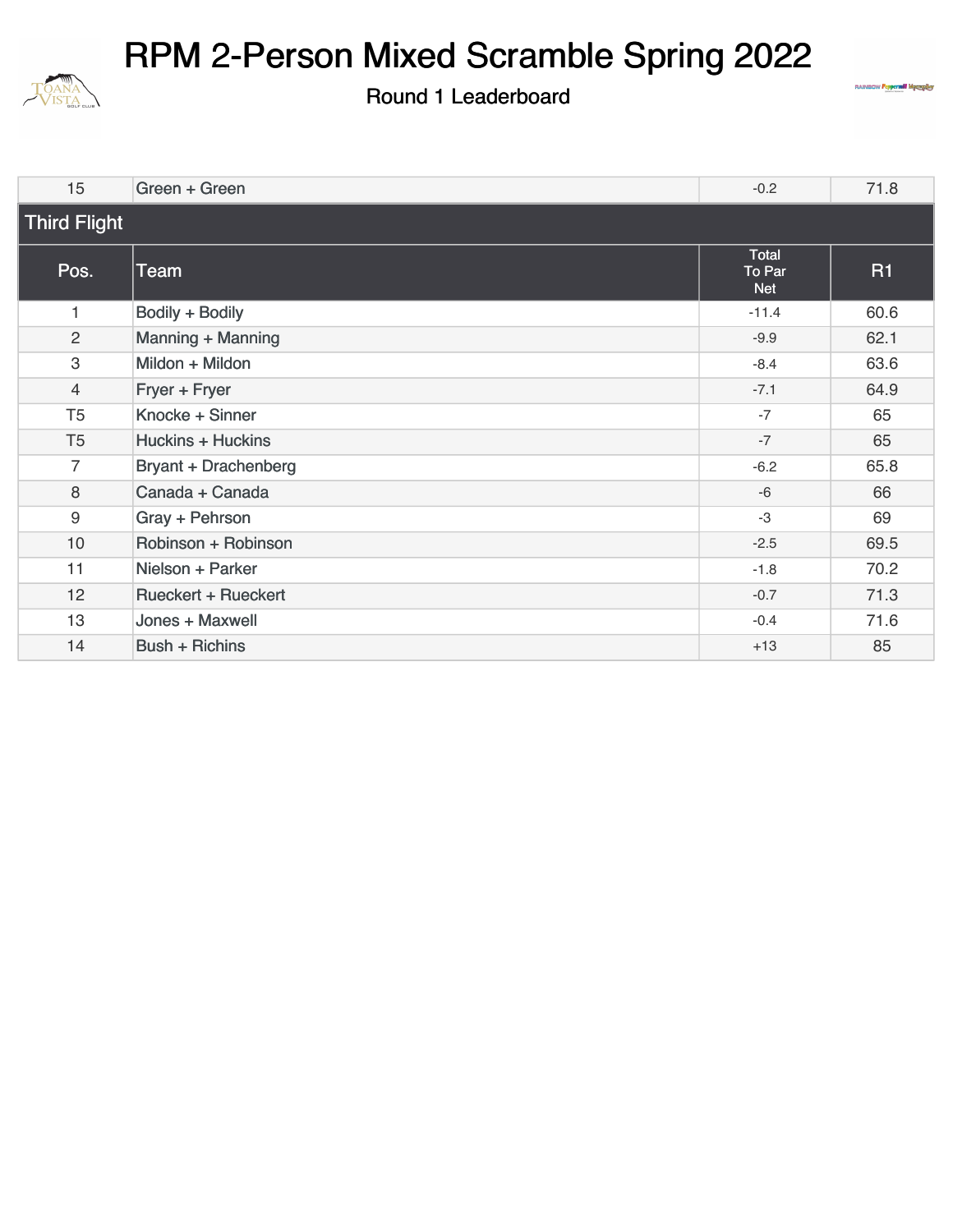# RPM 2-Person Mixed Scramble Spring 2022

## Round 1 Leaderboard

| | | | |
|---|---|---|---|
| 15 | Green + Green | -0.2 | 71.8 |

### Third Flight

| Pos. | Team | Total To Par Net | R1 |
|---|---|---|---|
| 1 | Bodily + Bodily | -11.4 | 60.6 |
| 2 | Manning + Manning | -9.9 | 62.1 |
| 3 | Mildon + Mildon | -8.4 | 63.6 |
| 4 | Fryer + Fryer | -7.1 | 64.9 |
| T5 | Knocke + Sinner | -7 | 65 |
| T5 | Huckins + Huckins | -7 | 65 |
| 7 | Bryant + Drachenberg | -6.2 | 65.8 |
| 8 | Canada + Canada | -6 | 66 |
| 9 | Gray + Pehrson | -3 | 69 |
| 10 | Robinson + Robinson | -2.5 | 69.5 |
| 11 | Nielson + Parker | -1.8 | 70.2 |
| 12 | Rueckert + Rueckert | -0.7 | 71.3 |
| 13 | Jones + Maxwell | -0.4 | 71.6 |
| 14 | Bush + Richins | +13 | 85 |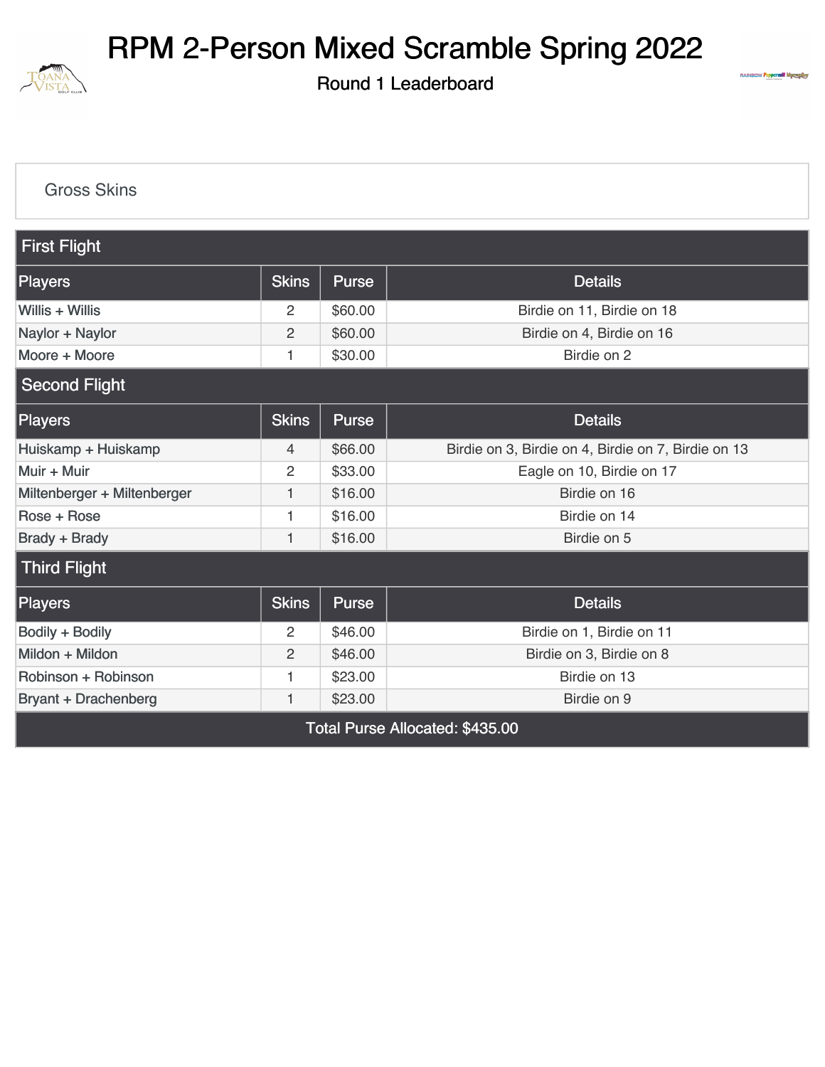# RPM 2-Person Mixed Scramble Spring 2022

## Round 1 Leaderboard

### Gross Skins

| First Flight | | | |
|---|---|---|---|
| **Players** | **Skins** | **Purse** | **Details** |
| Willis + Willis | 2 | $60.00 | Birdie on 11, Birdie on 18 |
| Naylor + Naylor | 2 | $60.00 | Birdie on 4, Birdie on 16 |
| Moore + Moore | 1 | $30.00 | Birdie on 2 |
| **Second Flight** | | | |
| **Players** | **Skins** | **Purse** | **Details** |
| Huiskamp + Huiskamp | 4 | $66.00 | Birdie on 3, Birdie on 4, Birdie on 7, Birdie on 13 |
| Muir + Muir | 2 | $33.00 | Eagle on 10, Birdie on 17 |
| Miltenberger + Miltenberger | 1 | $16.00 | Birdie on 16 |
| Rose + Rose | 1 | $16.00 | Birdie on 14 |
| Brady + Brady | 1 | $16.00 | Birdie on 5 |
| **Third Flight** | | | |
| **Players** | **Skins** | **Purse** | **Details** |
| Bodily + Bodily | 2 | $46.00 | Birdie on 1, Birdie on 11 |
| Mildon + Mildon | 2 | $46.00 | Birdie on 3, Birdie on 8 |
| Robinson + Robinson | 1 | $23.00 | Birdie on 13 |
| Bryant + Drachenberg | 1 | $23.00 | Birdie on 9 |
| **Total Purse Allocated: $435.00** | | | |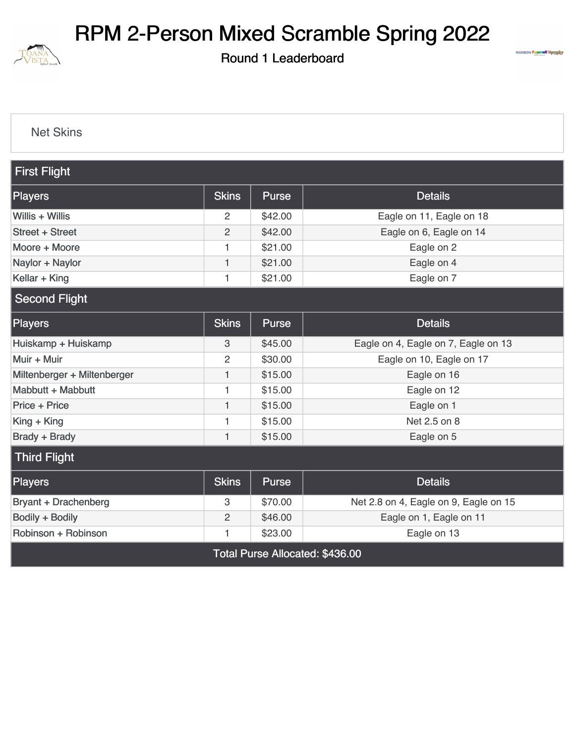# RPM 2-Person Mixed Scramble Spring 2022

## Round 1 Leaderboard

Net Skins

| First Flight | | | |
|---|---|---|---|
| **Players** | **Skins** | **Purse** | **Details** |
| Willis + Willis | 2 | $42.00 | Eagle on 11, Eagle on 18 |
| Street + Street | 2 | $42.00 | Eagle on 6, Eagle on 14 |
| Moore + Moore | 1 | $21.00 | Eagle on 2 |
| Naylor + Naylor | 1 | $21.00 | Eagle on 4 |
| Kellar + King | 1 | $21.00 | Eagle on 7 |

| Second Flight | | | |
|---|---|---|---|
| **Players** | **Skins** | **Purse** | **Details** |
| Huiskamp + Huiskamp | 3 | $45.00 | Eagle on 4, Eagle on 7, Eagle on 13 |
| Muir + Muir | 2 | $30.00 | Eagle on 10, Eagle on 17 |
| Miltenberger + Miltenberger | 1 | $15.00 | Eagle on 16 |
| Mabbutt + Mabbutt | 1 | $15.00 | Eagle on 12 |
| Price + Price | 1 | $15.00 | Eagle on 1 |
| King + King | 1 | $15.00 | Net 2.5 on 8 |
| Brady + Brady | 1 | $15.00 | Eagle on 5 |

| Third Flight | | | |
|---|---|---|---|
| **Players** | **Skins** | **Purse** | **Details** |
| Bryant + Drachenberg | 3 | $70.00 | Net 2.8 on 4, Eagle on 9, Eagle on 15 |
| Bodily + Bodily | 2 | $46.00 | Eagle on 1, Eagle on 11 |
| Robinson + Robinson | 1 | $23.00 | Eagle on 13 |

Total Purse Allocated: $436.00